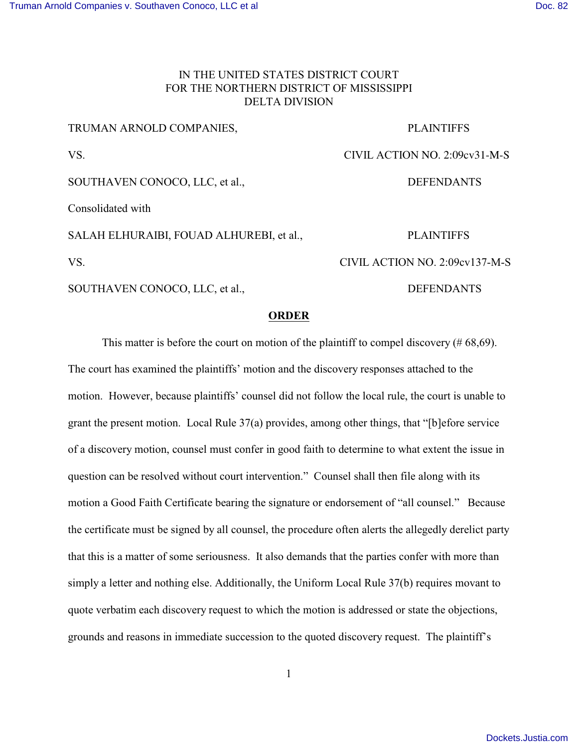IN THE UNITED STATES DISTRICT COURT
FOR THE NORTHERN DISTRICT OF MISSISSIPPI
DELTA DIVISION

| | |
|---|---|
| TRUMAN ARNOLD COMPANIES, | PLAINTIFFS |
| VS. | CIVIL ACTION NO. 2:09cv31-M-S |
| SOUTHAVEN CONOCO, LLC, et al., | DEFENDANTS |
| Consolidated with | |
| SALAH ELHURAIBI, FOUAD ALHUREBI, et al., | PLAINTIFFS |
| VS. | CIVIL ACTION NO. 2:09cv137-M-S |
| SOUTHAVEN CONOCO, LLC, et al., | DEFENDANTS |

**ORDER**

This matter is before the court on motion of the plaintiff to compel discovery (# 68,69). The court has examined the plaintiffs' motion and the discovery responses attached to the motion. However, because plaintiffs' counsel did not follow the local rule, the court is unable to grant the present motion. Local Rule 37(a) provides, among other things, that "[b]efore service of a discovery motion, counsel must confer in good faith to determine to what extent the issue in question can be resolved without court intervention." Counsel shall then file along with its motion a Good Faith Certificate bearing the signature or endorsement of "all counsel." Because the certificate must be signed by all counsel, the procedure often alerts the allegedly derelict party that this is a matter of some seriousness. It also demands that the parties confer with more than simply a letter and nothing else. Additionally, the Uniform Local Rule 37(b) requires movant to quote verbatim each discovery request to which the motion is addressed or state the objections, grounds and reasons in immediate succession to the quoted discovery request. The plaintiff's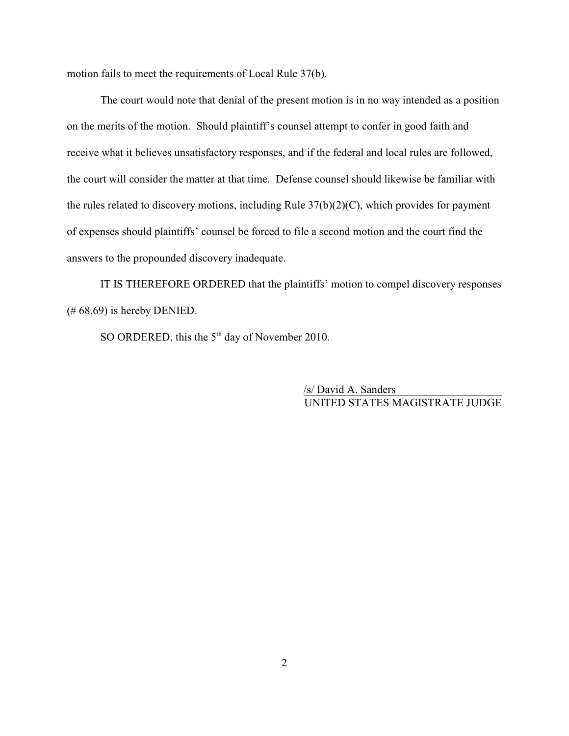motion fails to meet the requirements of Local Rule 37(b).

The court would note that denial of the present motion is in no way intended as a position on the merits of the motion. Should plaintiff's counsel attempt to confer in good faith and receive what it believes unsatisfactory responses, and if the federal and local rules are followed, the court will consider the matter at that time. Defense counsel should likewise be familiar with the rules related to discovery motions, including Rule 37(b)(2)(C), which provides for payment of expenses should plaintiffs' counsel be forced to file a second motion and the court find the answers to the propounded discovery inadequate.

IT IS THEREFORE ORDERED that the plaintiffs' motion to compel discovery responses (# 68,69) is hereby DENIED.

SO ORDERED, this the 5th day of November 2010.

/s/ David A. Sanders
UNITED STATES MAGISTRATE JUDGE